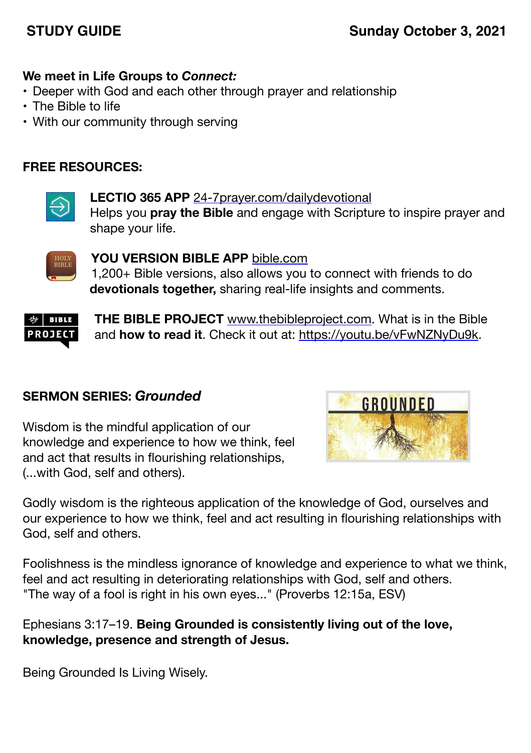**STUDY GUIDE** **Sunday October 3, 2021**

**We meet in Life Groups to *Connect:***

- Deeper with God and each other through prayer and relationship
- The Bible to life
- With our community through serving

**FREE RESOURCES:**

**LECTIO 365 APP** 24-7prayer.com/dailydevotional
Helps you **pray the Bible** and engage with Scripture to inspire prayer and shape your life.

**YOU VERSION BIBLE APP** bible.com
1,200+ Bible versions, also allows you to connect with friends to do **devotionals together,** sharing real-life insights and comments.

**THE BIBLE PROJECT** www.thebibleproject.com. What is in the Bible and **how to read it**. Check it out at: https://youtu.be/vFwNZNyDu9k.

**SERMON SERIES: *Grounded***

Wisdom is the mindful application of our knowledge and experience to how we think, feel and act that results in flourishing relationships, (...with God, self and others).

Godly wisdom is the righteous application of the knowledge of God, ourselves and our experience to how we think, feel and act resulting in flourishing relationships with God, self and others.

Foolishness is the mindless ignorance of knowledge and experience to what we think, feel and act resulting in deteriorating relationships with God, self and others.
"The way of a fool is right in his own eyes..." (Proverbs 12:15a, ESV)

Ephesians 3:17–19. **Being Grounded is consistently living out of the love, knowledge, presence and strength of Jesus.**

Being Grounded Is Living Wisely.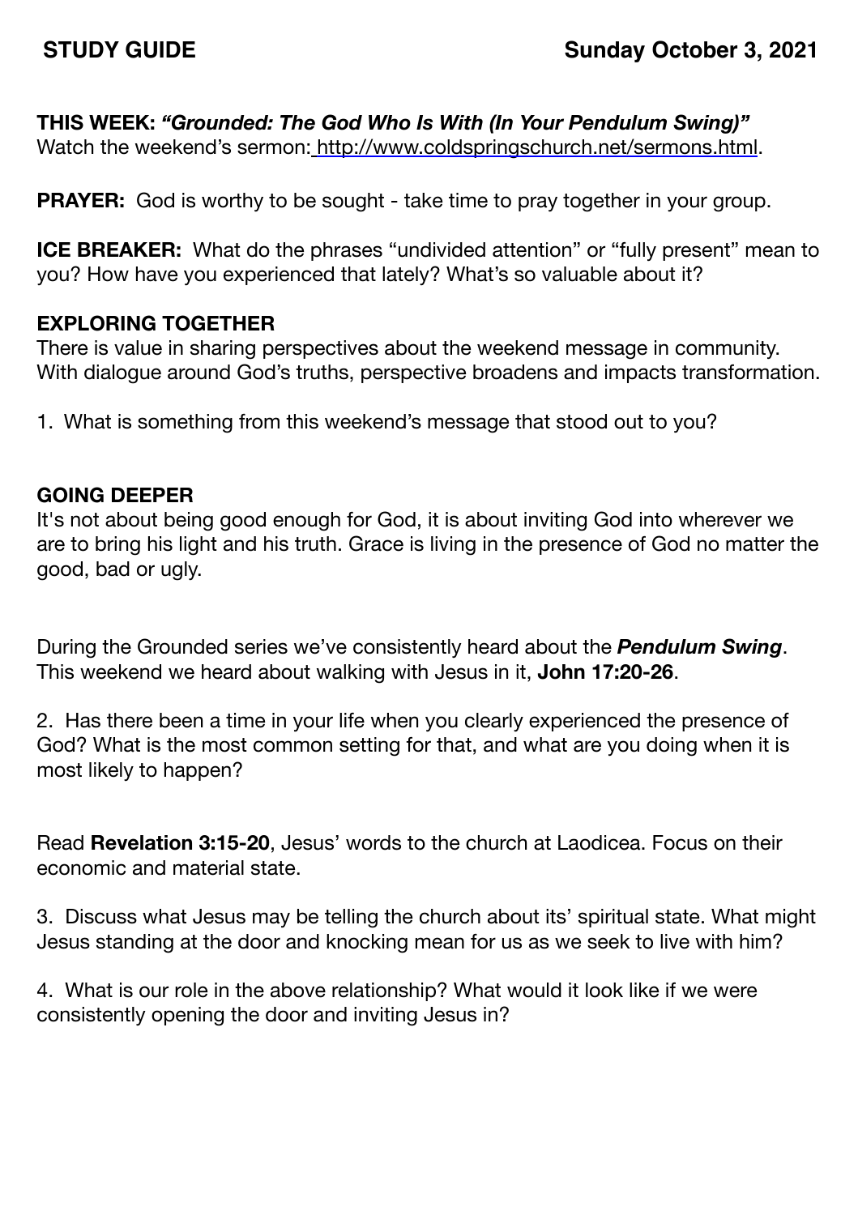**STUDY GUIDE** **Sunday October 3, 2021**

**THIS WEEK:** ***"Grounded: The God Who Is With (In Your Pendulum Swing)"***
Watch the weekend's sermon: http://www.coldspringschurch.net/sermons.html.

**PRAYER:** God is worthy to be sought - take time to pray together in your group.

**ICE BREAKER:** What do the phrases "undivided attention" or "fully present" mean to you? How have you experienced that lately? What's so valuable about it?

**EXPLORING TOGETHER**
There is value in sharing perspectives about the weekend message in community. With dialogue around God's truths, perspective broadens and impacts transformation.

1. What is something from this weekend's message that stood out to you?

**GOING DEEPER**
It's not about being good enough for God, it is about inviting God into wherever we are to bring his light and his truth. Grace is living in the presence of God no matter the good, bad or ugly.

During the Grounded series we've consistently heard about the ***Pendulum Swing***. This weekend we heard about walking with Jesus in it, **John 17:20-26**.

2. Has there been a time in your life when you clearly experienced the presence of God? What is the most common setting for that, and what are you doing when it is most likely to happen?

Read **Revelation 3:15-20**, Jesus' words to the church at Laodicea. Focus on their economic and material state.

3. Discuss what Jesus may be telling the church about its' spiritual state. What might Jesus standing at the door and knocking mean for us as we seek to live with him?

4. What is our role in the above relationship? What would it look like if we were consistently opening the door and inviting Jesus in?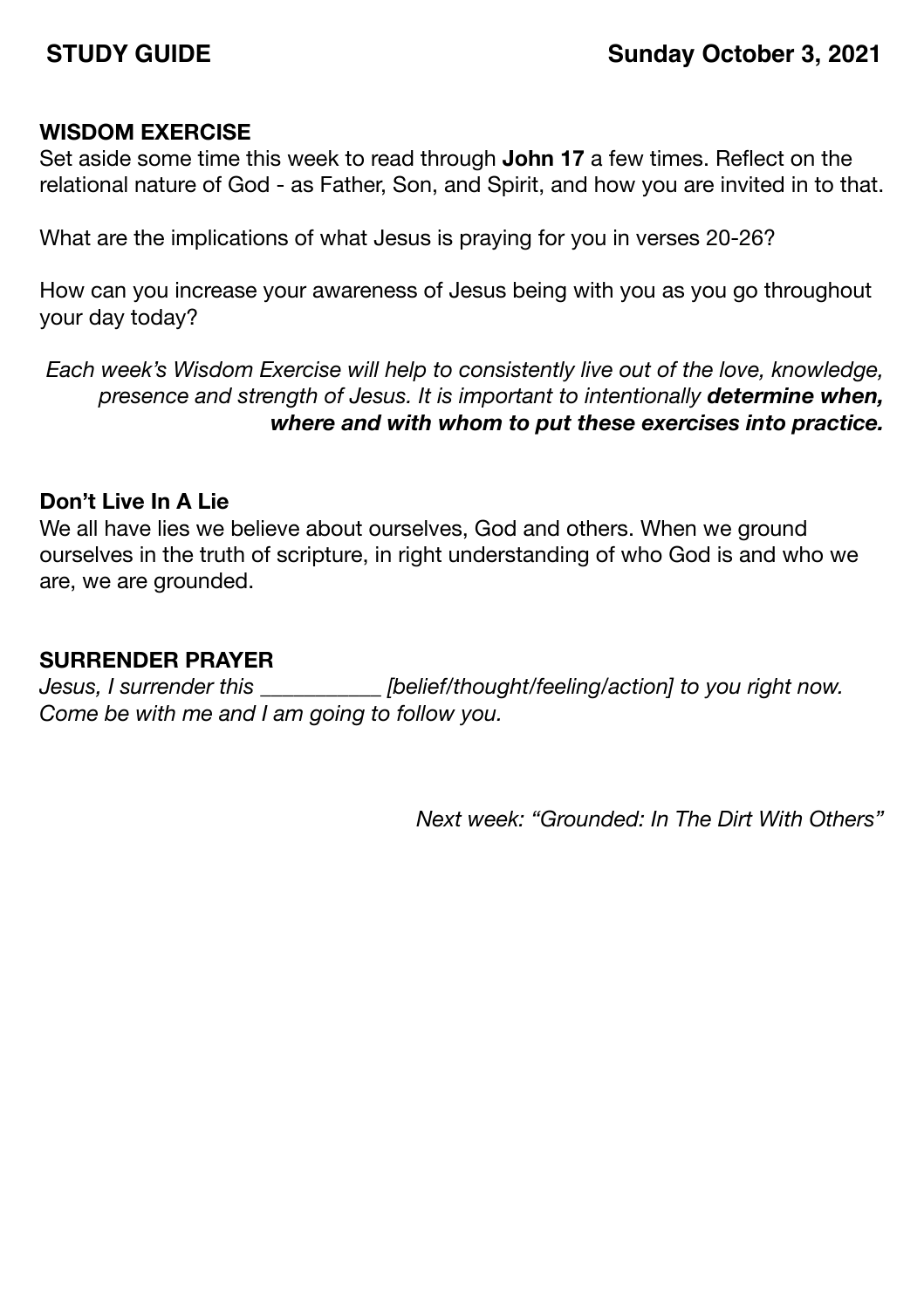**STUDY GUIDE** **Sunday October 3, 2021**

## WISDOM EXERCISE

Set aside some time this week to read through **John 17** a few times. Reflect on the relational nature of God - as Father, Son, and Spirit, and how you are invited in to that.

What are the implications of what Jesus is praying for you in verses 20-26?

How can you increase your awareness of Jesus being with you as you go throughout your day today?

*Each week's Wisdom Exercise will help to consistently live out of the love, knowledge, presence and strength of Jesus. It is important to intentionally* ***determine when, where and with whom to put these exercises into practice.***

## Don't Live In A Lie

We all have lies we believe about ourselves, God and others. When we ground ourselves in the truth of scripture, in right understanding of who God is and who we are, we are grounded.

## SURRENDER PRAYER

*Jesus, I surrender this __________ [belief/thought/feeling/action] to you right now. Come be with me and I am going to follow you.*

*Next week: "Grounded: In The Dirt With Others"*